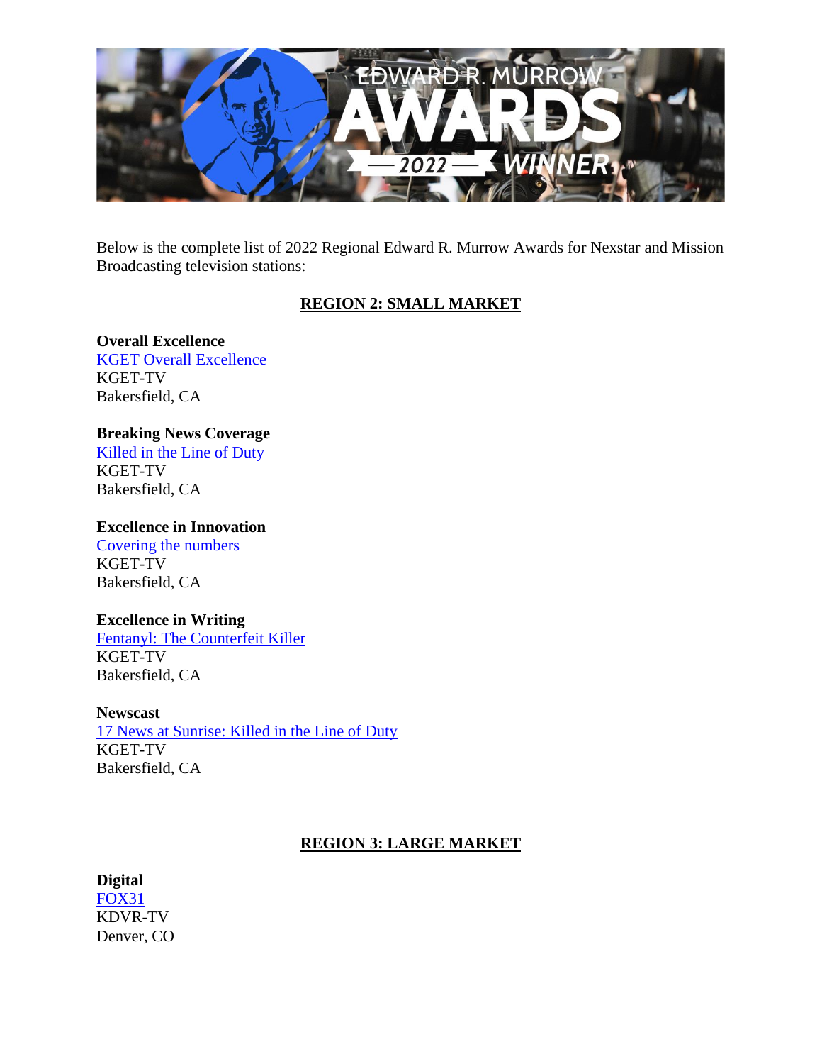Below is the complete list of 2022 Regional Edward R. Murrow Awards for Nexstar and Mission Broadcasting television stations:

## REGION 2: SMALL MARKET

**Overall Excellence**
KGET Overall Excellence
KGET-TV
Bakersfield, CA

**Breaking News Coverage**
Killed in the Line of Duty
KGET-TV
Bakersfield, CA

**Excellence in Innovation**
Covering the numbers
KGET-TV
Bakersfield, CA

**Excellence in Writing**
Fentanyl: The Counterfeit Killer
KGET-TV
Bakersfield, CA

**Newscast**
17 News at Sunrise: Killed in the Line of Duty
KGET-TV
Bakersfield, CA

## REGION 3: LARGE MARKET

**Digital**
FOX31
KDVR-TV
Denver, CO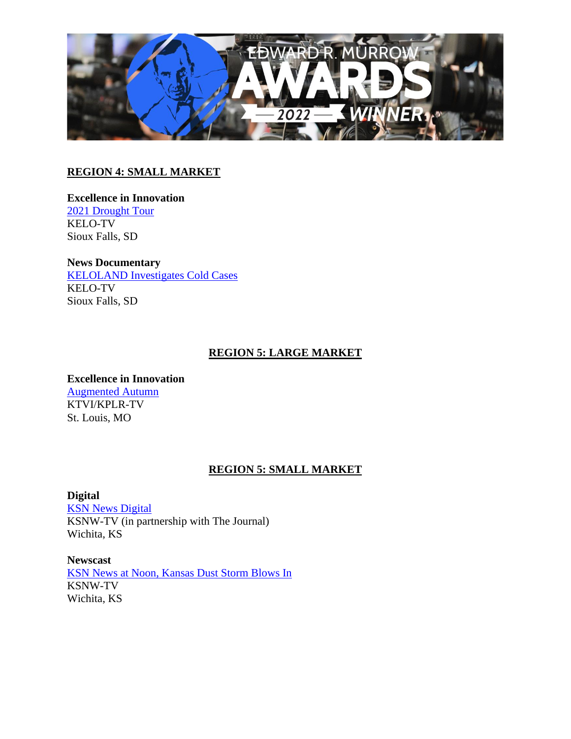## REGION 4: SMALL MARKET

**Excellence in Innovation**
2021 Drought Tour
KELO-TV
Sioux Falls, SD

**News Documentary**
KELOLAND Investigates Cold Cases
KELO-TV
Sioux Falls, SD

## REGION 5: LARGE MARKET

**Excellence in Innovation**
Augmented Autumn
KTVI/KPLR-TV
St. Louis, MO

## REGION 5: SMALL MARKET

**Digital**
KSN News Digital
KSNW-TV (in partnership with The Journal)
Wichita, KS

**Newscast**
KSN News at Noon, Kansas Dust Storm Blows In
KSNW-TV
Wichita, KS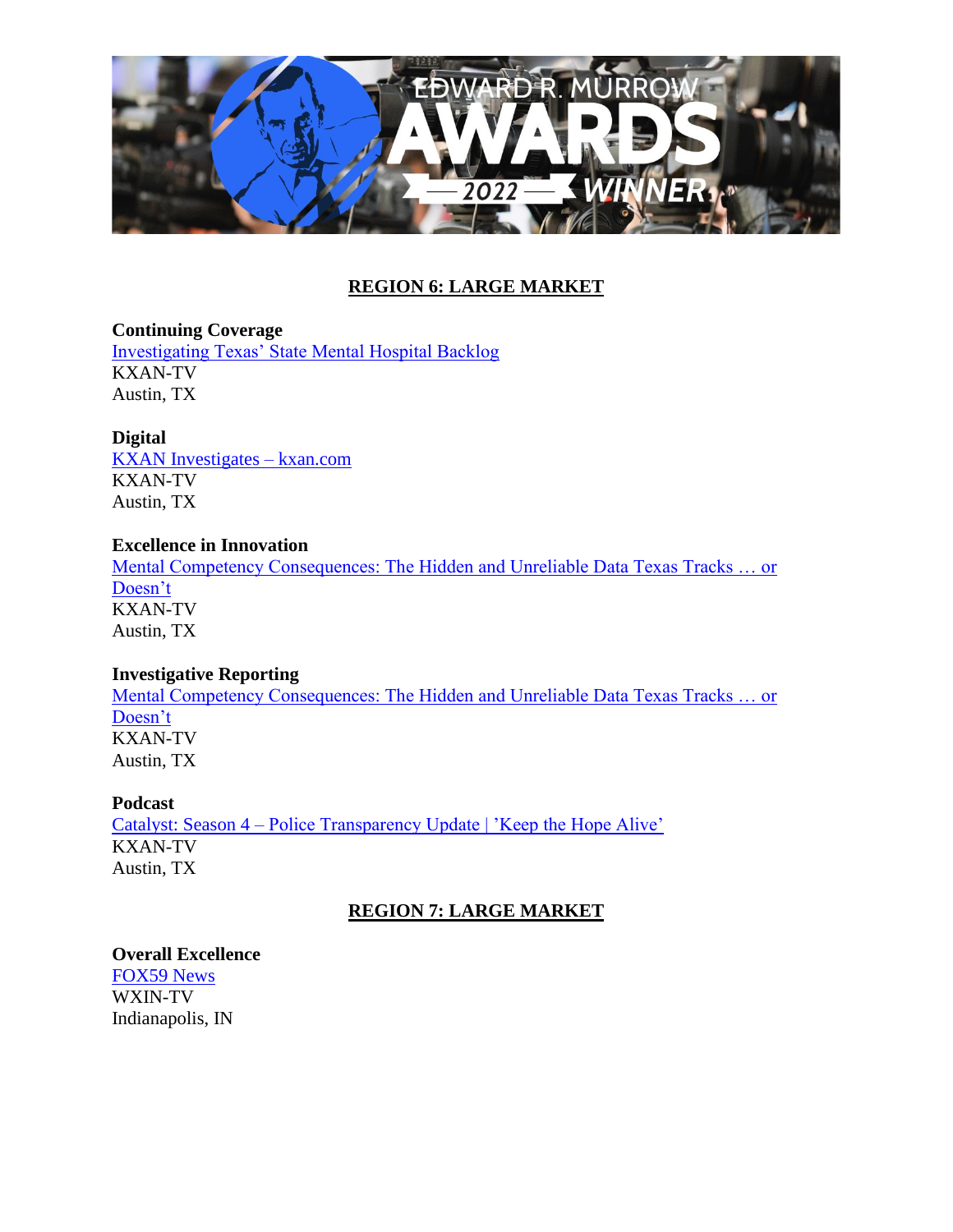## REGION 6: LARGE MARKET

**Continuing Coverage**
Investigating Texas' State Mental Hospital Backlog
KXAN-TV
Austin, TX

**Digital**
KXAN Investigates – kxan.com
KXAN-TV
Austin, TX

**Excellence in Innovation**
Mental Competency Consequences: The Hidden and Unreliable Data Texas Tracks … or Doesn't
KXAN-TV
Austin, TX

**Investigative Reporting**
Mental Competency Consequences: The Hidden and Unreliable Data Texas Tracks … or Doesn't
KXAN-TV
Austin, TX

**Podcast**
Catalyst: Season 4 – Police Transparency Update | 'Keep the Hope Alive'
KXAN-TV
Austin, TX

## REGION 7: LARGE MARKET

**Overall Excellence**
FOX59 News
WXIN-TV
Indianapolis, IN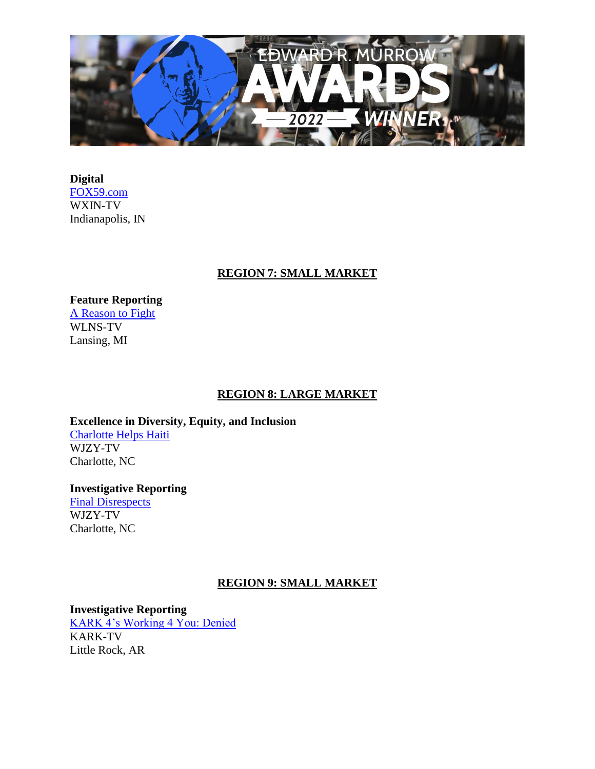**Digital**
FOX59.com
WXIN-TV
Indianapolis, IN

## REGION 7: SMALL MARKET

**Feature Reporting**
A Reason to Fight
WLNS-TV
Lansing, MI

## REGION 8: LARGE MARKET

**Excellence in Diversity, Equity, and Inclusion**
Charlotte Helps Haiti
WJZY-TV
Charlotte, NC

**Investigative Reporting**
Final Disrespects
WJZY-TV
Charlotte, NC

## REGION 9: SMALL MARKET

**Investigative Reporting**
KARK 4's Working 4 You: Denied
KARK-TV
Little Rock, AR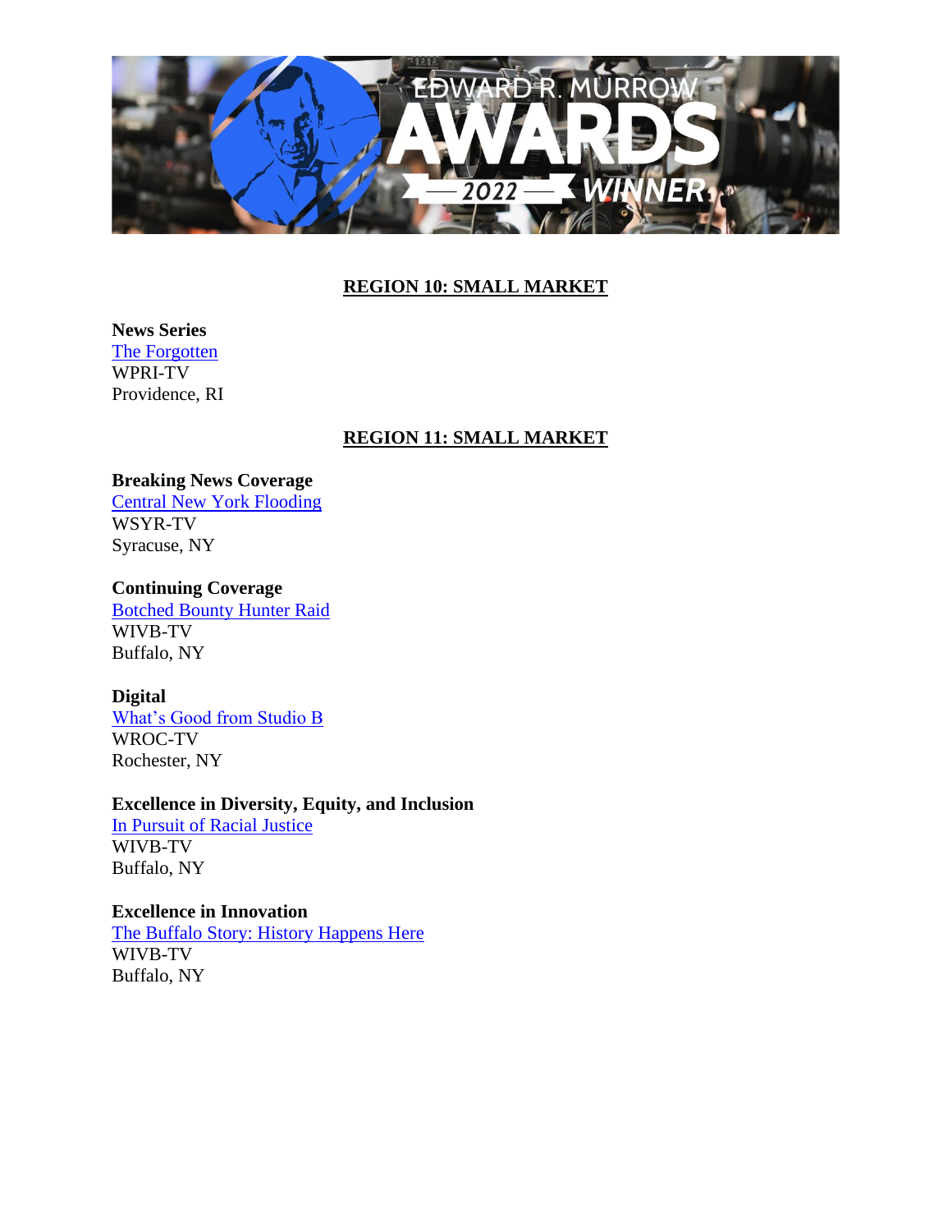## REGION 10: SMALL MARKET

**News Series**
The Forgotten
WPRI-TV
Providence, RI

## REGION 11: SMALL MARKET

**Breaking News Coverage**
Central New York Flooding
WSYR-TV
Syracuse, NY

**Continuing Coverage**
Botched Bounty Hunter Raid
WIVB-TV
Buffalo, NY

**Digital**
What's Good from Studio B
WROC-TV
Rochester, NY

**Excellence in Diversity, Equity, and Inclusion**
In Pursuit of Racial Justice
WIVB-TV
Buffalo, NY

**Excellence in Innovation**
The Buffalo Story: History Happens Here
WIVB-TV
Buffalo, NY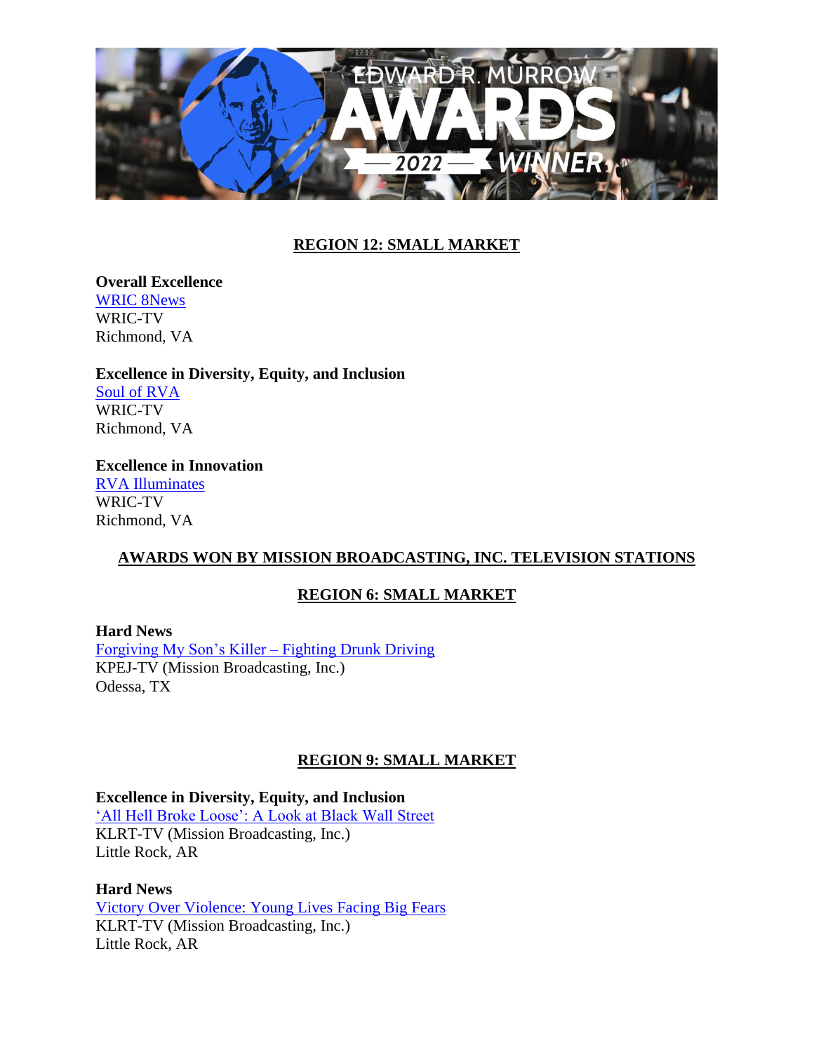## REGION 12: SMALL MARKET

**Overall Excellence**
WRIC 8News
WRIC-TV
Richmond, VA

**Excellence in Diversity, Equity, and Inclusion**
Soul of RVA
WRIC-TV
Richmond, VA

**Excellence in Innovation**
RVA Illuminates
WRIC-TV
Richmond, VA

## AWARDS WON BY MISSION BROADCASTING, INC. TELEVISION STATIONS

## REGION 6: SMALL MARKET

**Hard News**
Forgiving My Son's Killer – Fighting Drunk Driving
KPEJ-TV (Mission Broadcasting, Inc.)
Odessa, TX

## REGION 9: SMALL MARKET

**Excellence in Diversity, Equity, and Inclusion**
'All Hell Broke Loose': A Look at Black Wall Street
KLRT-TV (Mission Broadcasting, Inc.)
Little Rock, AR

**Hard News**
Victory Over Violence: Young Lives Facing Big Fears
KLRT-TV (Mission Broadcasting, Inc.)
Little Rock, AR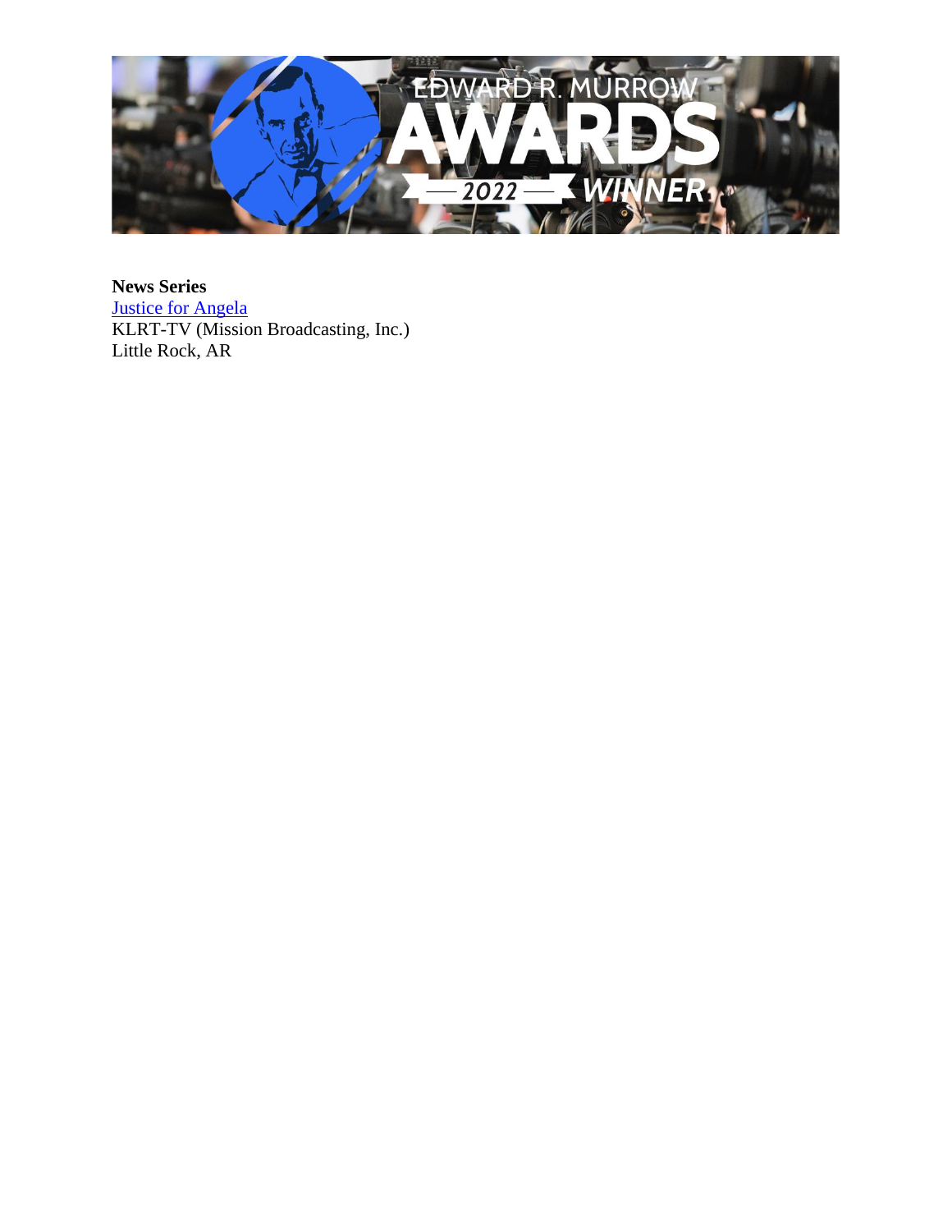**News Series**
Justice for Angela
KLRT-TV (Mission Broadcasting, Inc.)
Little Rock, AR